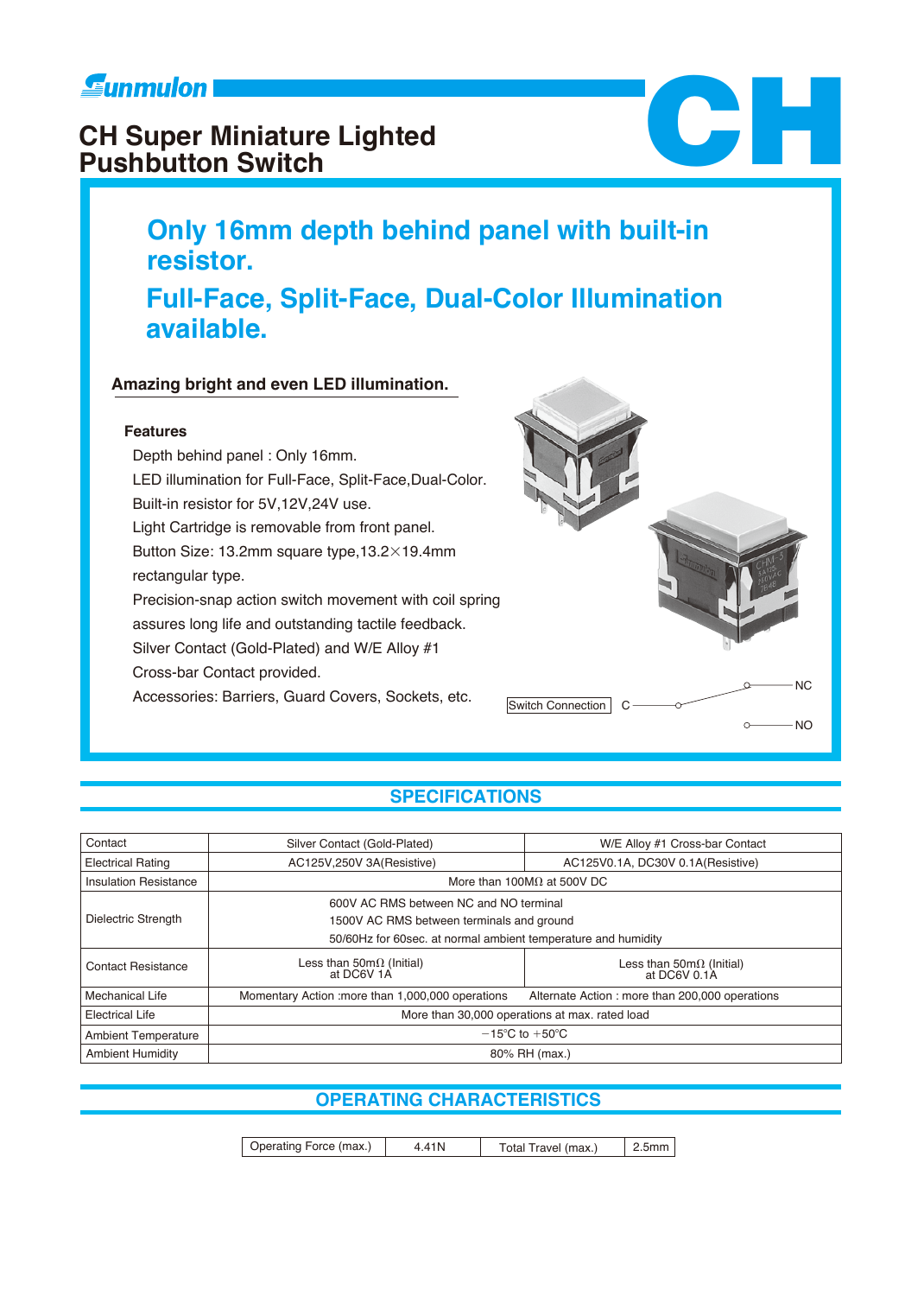Sunmulon

# CH Super Miniature Lighted Pushbutton Switch

CH

## Only 16mm depth behind panel with built-in resistor.

## Full-Face, Split-Face, Dual-Color Illumination available.

### Amazing bright and even LED illumination.

**Features**

- Depth behind panel : Only 16mm.
- LED illumination for Full-Face, Split-Face,Dual-Color.
- Built-in resistor for 5V,12V,24V use.
- Light Cartridge is removable from front panel.
- Button Size: 13.2mm square type,13.2×19.4mm rectangular type.
- Precision-snap action switch movement with coil spring assures long life and outstanding tactile feedback.
- Silver Contact (Gold-Plated) and W/E Alloy #1
- Cross-bar Contact provided.
- Accessories: Barriers, Guard Covers, Sockets, etc.

Switch Connection C — NC / NO

## SPECIFICATIONS

| | | |
|---|---|---|
| Contact | Silver Contact (Gold-Plated) | W/E Alloy #1 Cross-bar Contact |
| Electrical Rating | AC125V,250V 3A(Resistive) | AC125V0.1A, DC30V 0.1A(Resistive) |
| Insulation Resistance | More than 100MΩ at 500V DC | |
| Dielectric Strength | 600V AC RMS between NC and NO terminal<br>1500V AC RMS between terminals and ground<br>50/60Hz for 60sec. at normal ambient temperature and humidity | |
| Contact Resistance | Less than 50mΩ (Initial) at DC6V 1A | Less than 50mΩ (Initial) at DC6V 0.1A |
| Mechanical Life | Momentary Action :more than 1,000,000 operations | Alternate Action : more than 200,000 operations |
| Electrical Life | More than 30,000 operations at max. rated load | |
| Ambient Temperature | −15℃ to +50℃ | |
| Ambient Humidity | 80% RH (max.) | |

## OPERATING CHARACTERISTICS

| Operating Force (max.) | 4.41N | Total Travel (max.) | 2.5mm |
|---|---|---|---|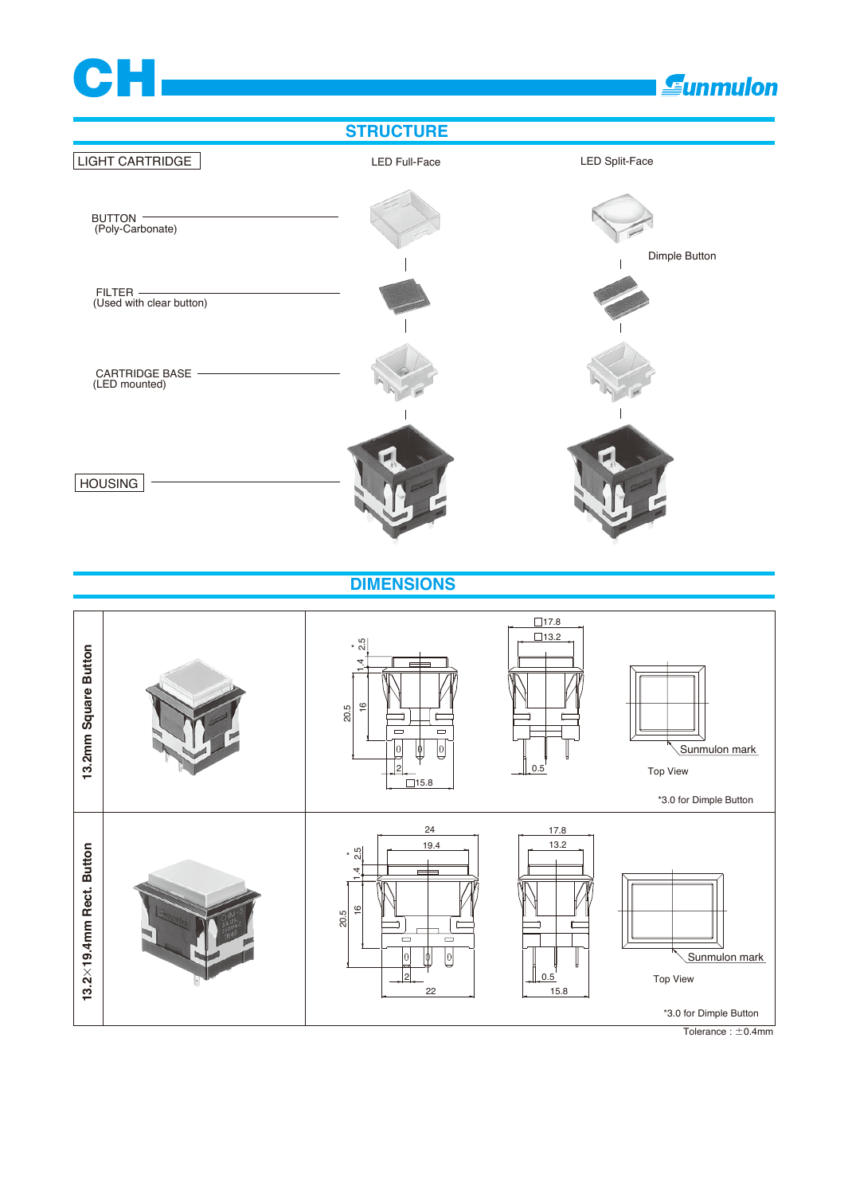# CH

## STRUCTURE

LIGHT CARTRIDGE

LED Full-Face

LED Split-Face

BUTTON
(Poly-Carbonate)

Dimple Button

FILTER
(Used with clear button)

CARTRIDGE BASE
(LED mounted)

HOUSING

## DIMENSIONS

**13.2mm Square Button**

*2.5, 1.4, 16, 20.5, 2, □15.8, □17.8, □13.2, 0.5

Sunmulon mark

Top View

*3.0 for Dimple Button

**13.2×19.4mm Rect. Button**

*2.5, 1.4, 16, 20.5, 24, 19.4, 2, 22, 17.8, 13.2, 0.5, 15.8

Sunmulon mark

Top View

*3.0 for Dimple Button

Tolerance : ±0.4mm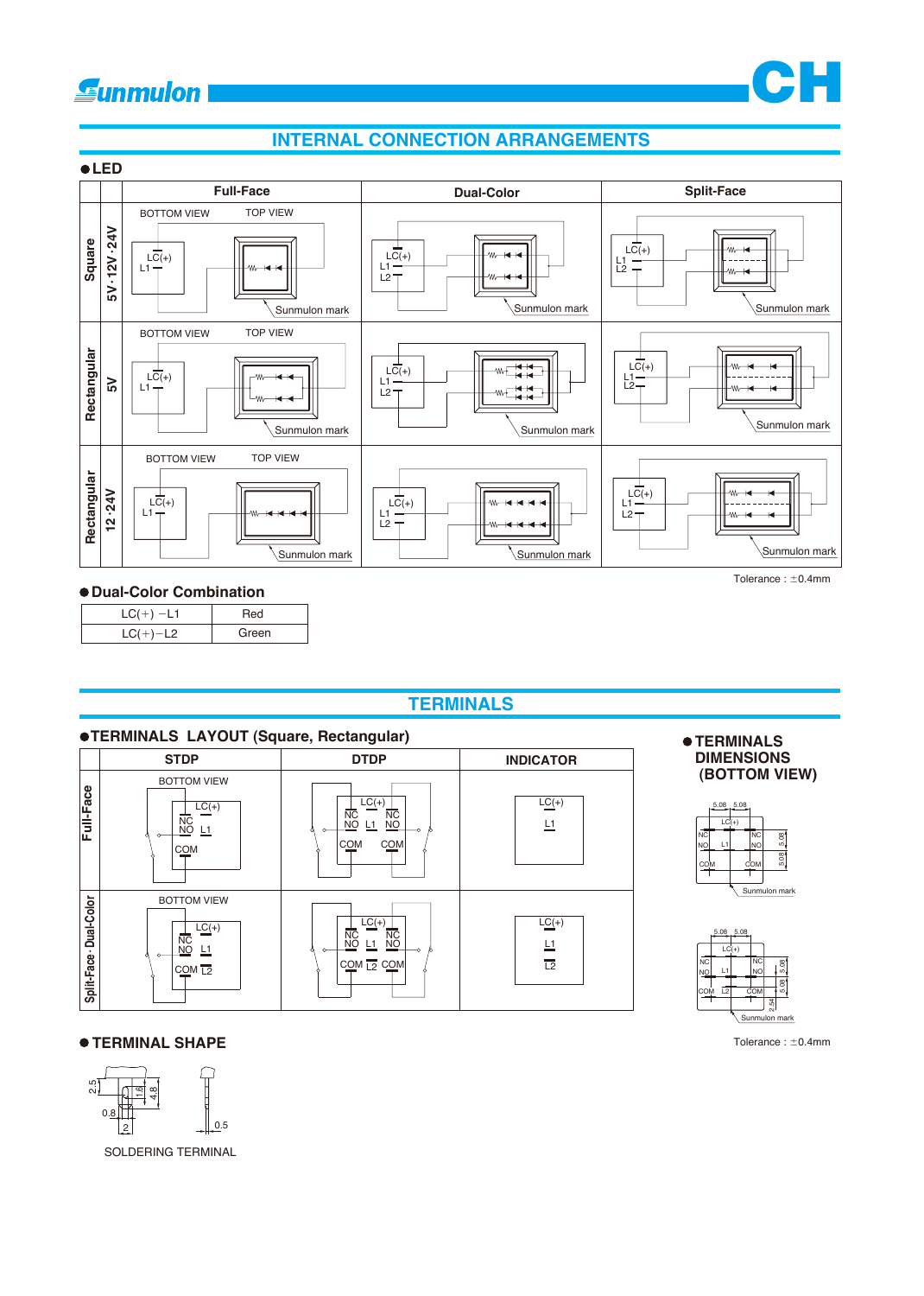# INTERNAL CONNECTION ARRANGEMENTS

## ● LED

| | | Full-Face | Dual-Color | Split-Face |
|---|---|---|---|---|
| Square | 5V · 12V · 24V | BOTTOM VIEW / TOP VIEW<br>LC(+)<br>L1<br>Sunmulon mark | LC(+)<br>L1<br>L2<br>Sunmulon mark | LC(+)<br>L1<br>L2<br>Sunmulon mark |
| Rectangular | 5V | BOTTOM VIEW / TOP VIEW<br>LC(+)<br>L1<br>Sunmulon mark | LC(+)<br>L1<br>L2<br>Sunmulon mark | LC(+)<br>L1<br>L2<br>Sunmulon mark |
| Rectangular | 12 · 24V | BOTTOM VIEW / TOP VIEW<br>LC(+)<br>L1<br>Sunmulon mark | LC(+)<br>L1<br>L2<br>Sunmulon mark | LC(+)<br>L1<br>L2<br>Sunmulon mark |

Tolerance : ±0.4mm

## ● Dual-Color Combination

| | |
|---|---|
| LC(+) −L1 | Red |
| LC(+)−L2 | Green |

# TERMINALS

## ● TERMINALS LAYOUT (Square, Rectangular)

| | STDP | DTDP | INDICATOR |
|---|---|---|---|
| Full-Face | BOTTOM VIEW<br>LC(+)<br>NC<br>NO L1<br>COM | LC(+)<br>NC NC<br>NO L1 NO<br>COM COM | LC(+)<br>L1 |
| Split-Face · Dual-Color | BOTTOM VIEW<br>LC(+)<br>NC<br>NO L1<br>COM L2 | LC(+)<br>NC NC<br>NO L1 NO<br>COM L2 COM | LC(+)<br>L1<br>L2 |

## ● TERMINALS DIMENSIONS (BOTTOM VIEW)

5.08 5.08<br>LC(+)<br>NC NC<br>NO L1 NO<br>COM COM<br>5.08<br>5.08<br>Sunmulon mark

5.08 5.08<br>LC(+)<br>NC NC<br>NO L1 NO<br>COM L2 COM<br>5.08<br>5.08<br>2.54<br>Sunmulon mark

Tolerance : ±0.4mm

## ● TERMINAL SHAPE

2.5, 1.6, 4.8, 0.8, 2, 0.5

SOLDERING TERMINAL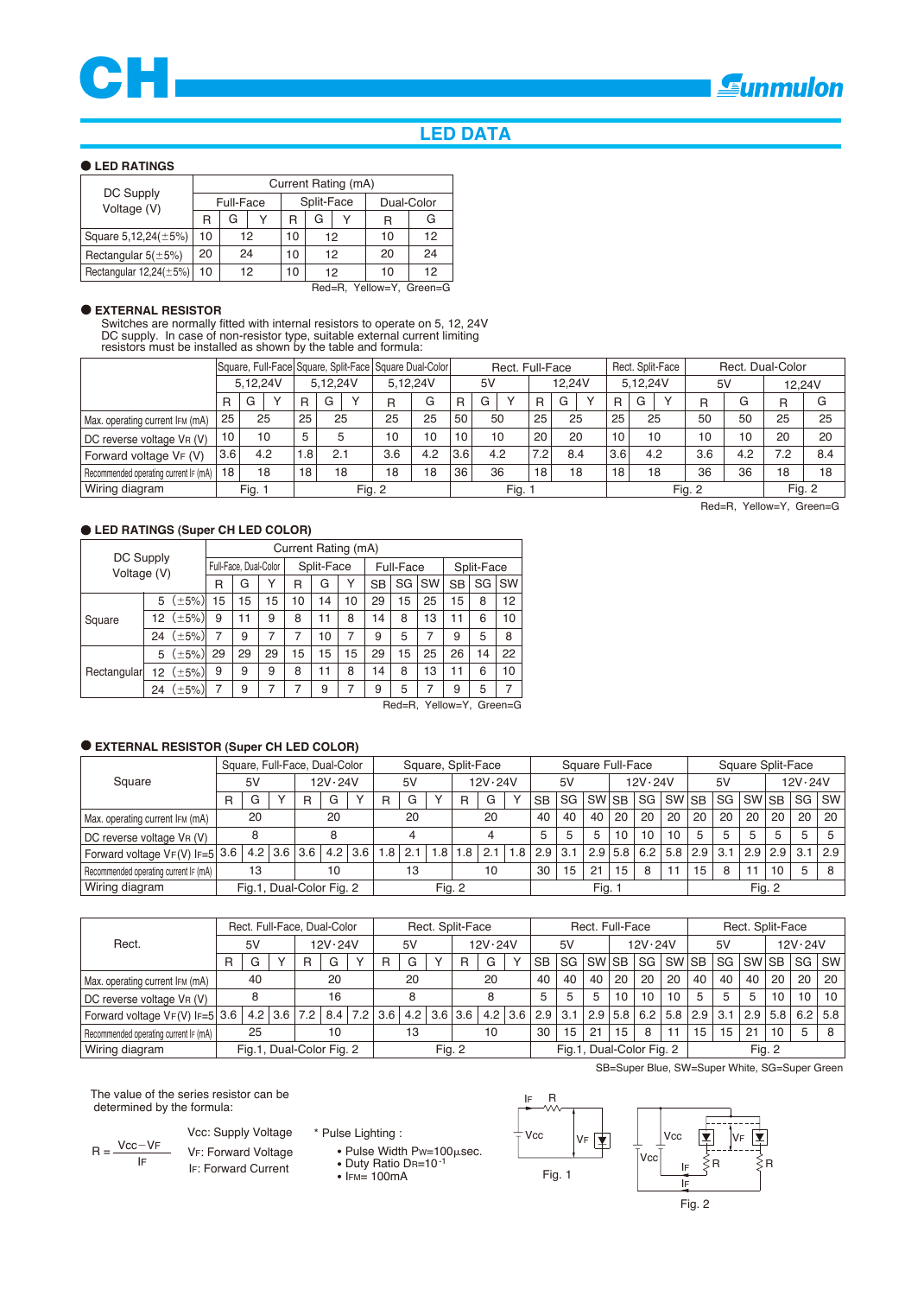# CH

Sunmulon

## LED DATA

### ● LED RATINGS

| DC Supply Voltage (V) | Current Rating (mA) | | | | | | | |
|---|---|---|---|---|---|---|---|---|
| | Full-Face | | | Split-Face | | | Dual-Color | |
| | R | G | Y | R | G | Y | R | G |
| Square 5,12,24(±5%) | 10 | 12 | | 10 | 12 | | 10 | 12 |
| Rectangular 5(±5%) | 20 | 24 | | 10 | 12 | | 20 | 24 |
| Rectangular 12,24(±5%) | 10 | 12 | | 10 | 12 | | 10 | 12 |

Red=R, Yellow=Y, Green=G

### ● EXTERNAL RESISTOR

Switches are normally fitted with internal resistors to operate on 5, 12, 24V DC supply. In case of non-resistor type, suitable external current limiting resistors must be installed as shown by the table and formula:

| | Square, Full-Face | | | Square, Split-Face | | | Square Dual-Color | | Rect. Full-Face | | | | | | Rect. Split-Face | | | Rect. Dual-Color | | | |
|---|---|---|---|---|---|---|---|---|---|---|---|---|---|---|---|---|---|---|---|---|---|
| | 5,12,24V | | | 5,12,24V | | | 5,12,24V | | 5V | | | 12,24V | | | 5,12,24V | | | 5V | | 12,24V | |
| | R | G | Y | R | G | Y | R | G | R | G | Y | R | G | Y | R | G | Y | R | G | R | G |
| Max. operating current $I_{FM}$ (mA) | 25 | 25 | | 25 | 25 | | 25 | 25 | 50 | 50 | | 25 | 25 | | 25 | 25 | | 50 | 50 | 25 | 25 |
| DC reverse voltage $V_R$ (V) | 10 | 10 | | 5 | 5 | | 10 | 10 | 10 | 10 | | 20 | 20 | | 10 | 10 | | 10 | 10 | 20 | 20 |
| Forward voltage $V_F$ (V) | 3.6 | 4.2 | | 1.8 | 2.1 | | 3.6 | 4.2 | 3.6 | 4.2 | | 7.2 | 8.4 | | 3.6 | 4.2 | | 3.6 | 4.2 | 7.2 | 8.4 |
| Recommended operating current $I_F$ (mA) | 18 | 18 | | 18 | 18 | | 18 | 18 | 36 | 36 | | 18 | 18 | | 18 | 18 | | 36 | 36 | 18 | 18 |
| Wiring diagram | Fig. 1 | | | Fig. 2 | | | | | Fig. 1 | | | | | | Fig. 2 | | | | | Fig. 2 | |

Red=R, Yellow=Y, Green=G

### ● LED RATINGS (Super CH LED COLOR)

| DC Supply Voltage (V) | | Current Rating (mA) | | | | | | | | | | | |
|---|---|---|---|---|---|---|---|---|---|---|---|---|---|
| | | Full-Face, Dual-Color | | | Split-Face | | | Full-Face | | | Split-Face | | |
| | | R | G | Y | R | G | Y | SB | SG | SW | SB | SG | SW |
| Square | 5 (±5%) | 15 | 15 | 15 | 10 | 14 | 10 | 29 | 15 | 25 | 15 | 8 | 12 |
| | 12 (±5%) | 9 | 11 | 9 | 8 | 11 | 8 | 14 | 8 | 13 | 11 | 6 | 10 |
| | 24 (±5%) | 7 | 9 | 7 | 7 | 10 | 7 | 9 | 5 | 7 | 9 | 5 | 8 |
| Rectangular | 5 (±5%) | 29 | 29 | 29 | 15 | 15 | 15 | 29 | 15 | 25 | 26 | 14 | 22 |
| | 12 (±5%) | 9 | 9 | 9 | 8 | 11 | 8 | 14 | 8 | 13 | 11 | 6 | 10 |
| | 24 (±5%) | 7 | 9 | 7 | 7 | 9 | 7 | 9 | 5 | 7 | 9 | 5 | 7 |

Red=R, Yellow=Y, Green=G

### ● EXTERNAL RESISTOR (Super CH LED COLOR)

| Square | Square, Full-Face, Dual-Color | | | | | | Square, Split-Face | | | | | | Square Full-Face | | | | | | Square Split-Face | | | | | |
|---|---|---|---|---|---|---|---|---|---|---|---|---|---|---|---|---|---|---|---|---|---|---|---|---|
| | 5V | | | 12V·24V | | | 5V | | | 12V·24V | | | 5V | | | 12V·24V | | | 5V | | | 12V·24V | | |
| | R | G | Y | R | G | Y | R | G | Y | R | G | Y | SB | SG | SW | SB | SG | SW | SB | SG | SW | SB | SG | SW |
| Max. operating current $I_{FM}$ (mA) | 20 | | | 20 | | | 20 | | | 20 | | | 40 | 40 | 40 | 20 | 20 | 20 | 20 | 20 | 20 | 20 | 20 | 20 |
| DC reverse voltage $V_R$ (V) | 8 | | | 8 | | | 4 | | | 4 | | | 5 | 5 | 5 | 10 | 10 | 10 | 5 | 5 | 5 | 5 | 5 | 5 |
| Forward voltage $V_F$(V) $I_F$=5 | 3.6 | 4.2 | 3.6 | 3.6 | 4.2 | 3.6 | 1.8 | 2.1 | 1.8 | 1.8 | 2.1 | 1.8 | 2.9 | 3.1 | 2.9 | 5.8 | 6.2 | 5.8 | 2.9 | 3.1 | 2.9 | 2.9 | 3.1 | 2.9 |
| Recommended operating current $I_F$ (mA) | 13 | | | 10 | | | 13 | | | 10 | | | 30 | 15 | 21 | 15 | 8 | 11 | 15 | 8 | 11 | 10 | 5 | 8 |
| Wiring diagram | Fig.1, Dual-Color Fig. 2 | | | | | | Fig. 2 | | | | | | Fig. 1 | | | | | | Fig. 2 | | | | | |

| Rect. | Rect. Full-Face, Dual-Color | | | | | | Rect. Split-Face | | | | | | Rect. Full-Face | | | | | | Rect. Split-Face | | | | | |
|---|---|---|---|---|---|---|---|---|---|---|---|---|---|---|---|---|---|---|---|---|---|---|---|---|
| | 5V | | | 12V·24V | | | 5V | | | 12V·24V | | | 5V | | | 12V·24V | | | 5V | | | 12V·24V | | |
| | R | G | Y | R | G | Y | R | G | Y | R | G | Y | SB | SG | SW | SB | SG | SW | SB | SG | SW | SB | SG | SW |
| Max. operating current $I_{FM}$ (mA) | 40 | | | 20 | | | 20 | | | 20 | | | 40 | 40 | 40 | 20 | 20 | 20 | 40 | 40 | 40 | 20 | 20 | 20 |
| DC reverse voltage $V_R$ (V) | 8 | | | 16 | | | 8 | | | 8 | | | 5 | 5 | 5 | 10 | 10 | 10 | 5 | 5 | 5 | 10 | 10 | 10 |
| Forward voltage $V_F$(V) $I_F$=5 | 3.6 | 4.2 | 3.6 | 7.2 | 8.4 | 7.2 | 3.6 | 4.2 | 3.6 | 3.6 | 4.2 | 3.6 | 2.9 | 3.1 | 2.9 | 5.8 | 6.2 | 5.8 | 2.9 | 3.1 | 2.9 | 5.8 | 6.2 | 5.8 |
| Recommended operating current $I_F$ (mA) | 25 | | | 10 | | | 13 | | | 10 | | | 30 | 15 | 21 | 15 | 8 | 11 | 15 | 15 | 21 | 10 | 5 | 8 |
| Wiring diagram | Fig.1, Dual-Color Fig. 2 | | | | | | Fig. 2 | | | | | | Fig.1, Dual-Color Fig. 2 | | | | | | Fig. 2 | | | | | |

SB=Super Blue, SW=Super White, SG=Super Green

The value of the series resistor can be determined by the formula:

$$R = \frac{V_{CC} - V_F}{I_F}$$

Vcc: Supply Voltage
$V_F$: Forward Voltage
$I_F$: Forward Current

\* Pulse Lighting :
- Pulse Width $P_W$=100μsec.
- Duty Ratio $D_R$=$10^{-1}$
- $I_{FM}$= 100mA

Fig. 1

Fig. 2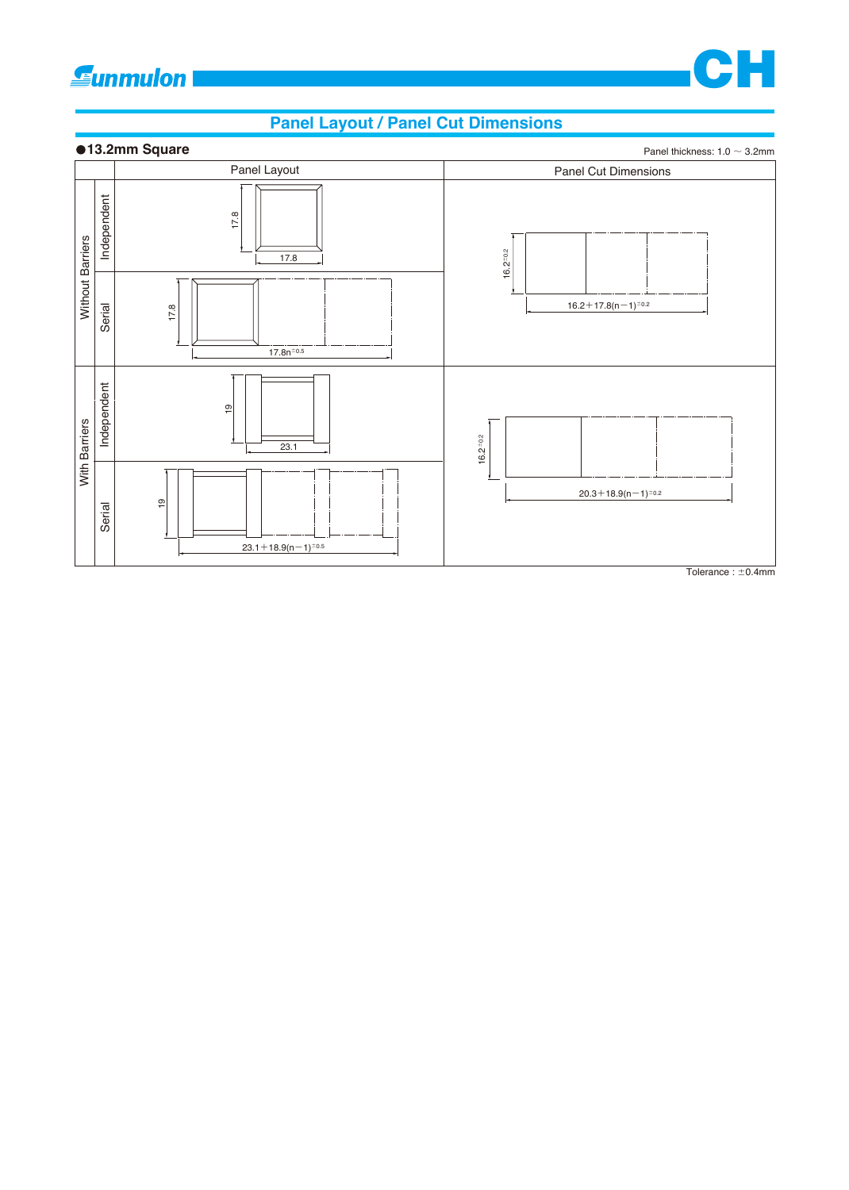## Panel Layout / Panel Cut Dimensions

●**13.2mm Square**

Panel thickness: 1.0 ～ 3.2mm

| | | Panel Layout | Panel Cut Dimensions |
|---|---|---|---|
| Without Barriers | Independent | 17.8 × 17.8 | 16.2$^{+0.2}_{0}$ × 16.2+17.8(n−1)$^{+0.2}_{0}$ |
| | Serial | 17.8 × 17.8n$^{\pm0.5}$ | |
| With Barriers | Independent | 19 × 23.1 | 16.2$^{+0.2}_{0}$ × 20.3+18.9(n−1)$^{+0.2}_{0}$ |
| | Serial | 19 × 23.1+18.9(n−1)$^{\pm0.5}$ | |

Tolerance : ±0.4mm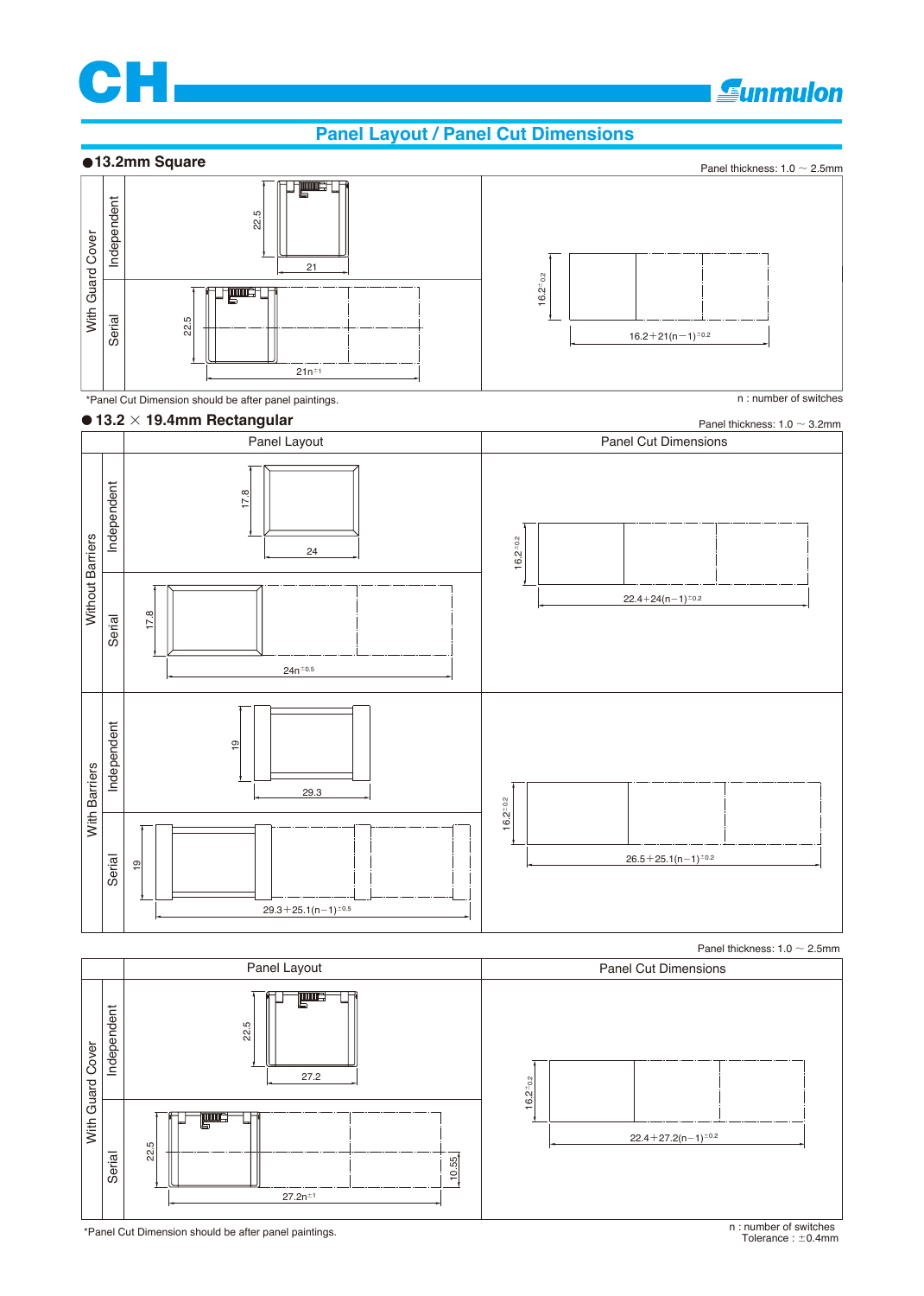# Panel Layout / Panel Cut Dimensions

## ● 13.2mm Square

Panel thickness: 1.0 ～ 2.5mm

| | | Panel Layout | Panel Cut Dimensions |
|---|---|---|---|
| With Guard Cover | Independent | 22.5 × 21 | $16.2^{\pm0.2}$ × $16.2+21(n-1)^{\pm0.2}$ |
| | Serial | 22.5 × $21n^{\pm1}$ | |

*Panel Cut Dimension should be after panel paintings.

n : number of switches

## ● 13.2 × 19.4mm Rectangular

Panel thickness: 1.0 ～ 3.2mm

| | | Panel Layout | Panel Cut Dimensions |
|---|---|---|---|
| Without Barriers | Independent | 17.8 × 24 | $16.2^{\pm0.2}$ × $22.4+24(n-1)^{\pm0.2}$ |
| | Serial | 17.8 × $24n^{\pm0.5}$ | |
| With Barriers | Independent | 19 × 29.3 | $16.2^{\pm0.2}$ × $26.5+25.1(n-1)^{\pm0.2}$ |
| | Serial | 19 × $29.3+25.1(n-1)^{\pm0.5}$ | |

Panel thickness: 1.0 ～ 2.5mm

| | | Panel Layout | Panel Cut Dimensions |
|---|---|---|---|
| With Guard Cover | Independent | 22.5 × 27.2 | $16.2^{\pm0.2}$ × $22.4+27.2(n-1)^{\pm0.2}$ |
| | Serial | 22.5 × $27.2n^{\pm1}$ (10.55) | |

*Panel Cut Dimension should be after panel paintings.

n : number of switches
Tolerance : ±0.4mm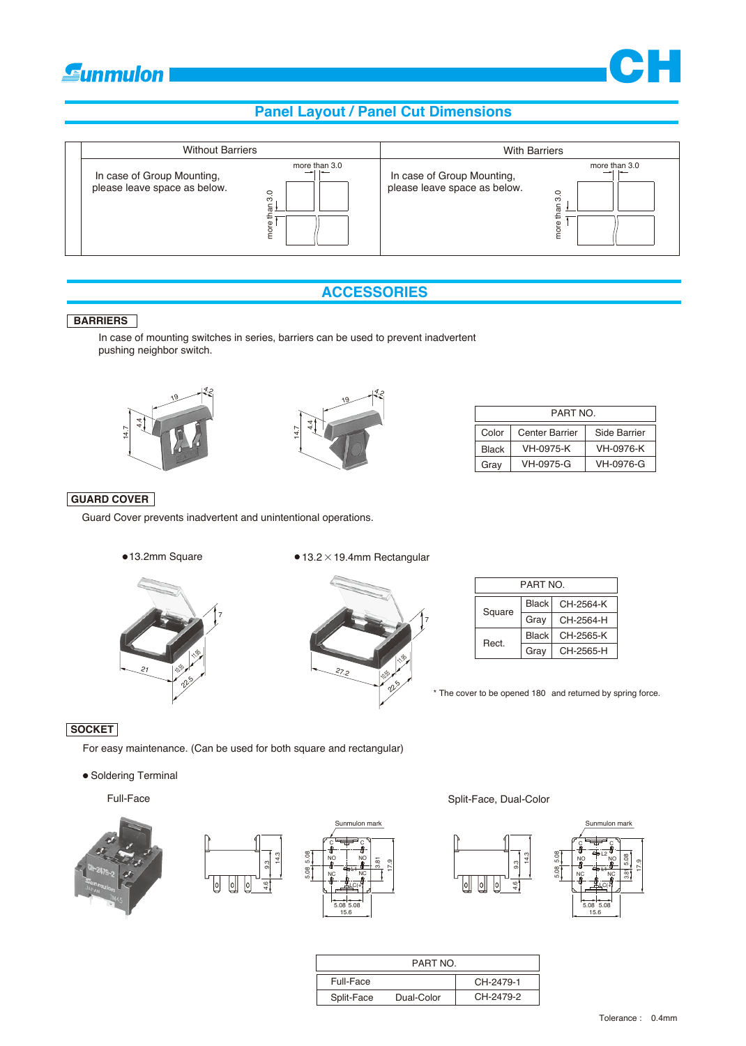## Panel Layout / Panel Cut Dimensions

| Without Barriers | With Barriers |
|---|---|
| In case of Group Mounting, please leave space as below. (more than 3.0 / more than 3.0) | In case of Group Mounting, please leave space as below. (more than 3.0 / more than 3.0) |

## ACCESSORIES

### BARRIERS

In case of mounting switches in series, barriers can be used to prevent inadvertent pushing neighbor switch.

| PART NO. | | |
|---|---|---|
| Color | Center Barrier | Side Barrier |
| Black | VH-0975-K | VH-0976-K |
| Gray | VH-0975-G | VH-0976-G |

### GUARD COVER

Guard Cover prevents inadvertent and unintentional operations.

- 13.2mm Square
- 13.2 × 19.4mm Rectangular

| PART NO. | | |
|---|---|---|
| Square | Black | CH-2564-K |
| | Gray | CH-2564-H |
| Rect. | Black | CH-2565-K |
| | Gray | CH-2565-H |

\* The cover to be opened 180 and returned by spring force.

### SOCKET

For easy maintenance. (Can be used for both square and rectangular)

- Soldering Terminal

Full-Face

Split-Face, Dual-Color

| PART NO. | | |
|---|---|---|
| Full-Face | | CH-2479-1 |
| Split-Face | Dual-Color | CH-2479-2 |

Tolerance : 0.4mm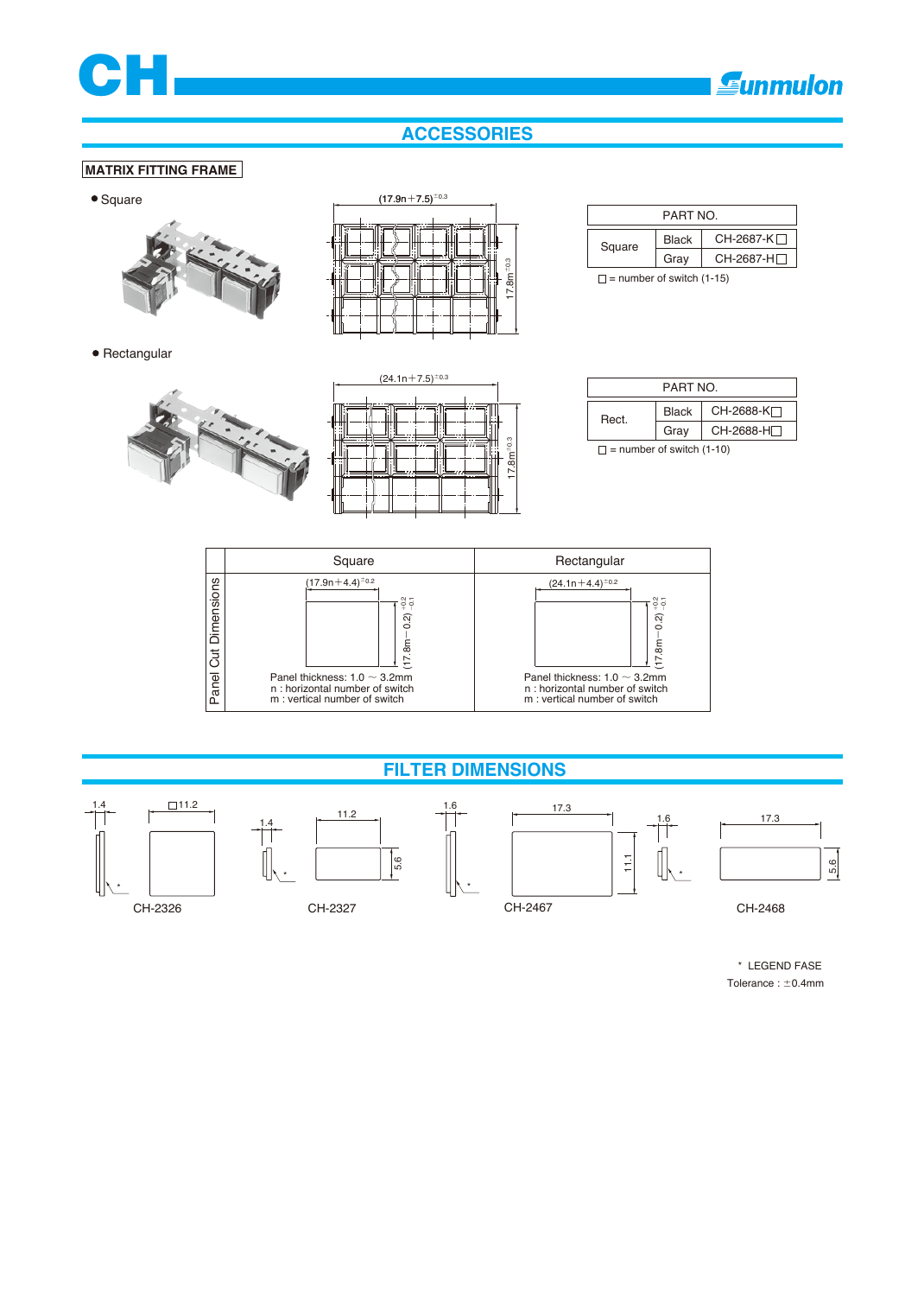# ACCESSORIES

## MATRIX FITTING FRAME

- Square

$(17.9n+7.5)^{\pm0.3}$

$17.8m^{\pm0.3}$

| PART NO. | | |
|---|---|---|
| Square | Black | CH-2687-K□ |
| | Gray | CH-2687-H□ |

□ = number of switch (1-15)

- Rectangular

$(24.1n+7.5)^{\pm0.3}$

$17.8m^{\pm0.3}$

| PART NO. | | |
|---|---|---|
| Rect. | Black | CH-2688-K□ |
| | Gray | CH-2688-H□ |

□ = number of switch (1-10)

| | Square | Rectangular |
|---|---|---|
| Panel Cut Dimensions | $(17.9n+4.4)^{\pm0.2}$ <br> $(17.8m-0.2)^{+0.2}_{-0.1}$ <br> Panel thickness: 1.0 ~ 3.2mm <br> n : horizontal number of switch <br> m : vertical number of switch | $(24.1n+4.4)^{\pm0.2}$ <br> $(17.8m-0.2)^{+0.2}_{-0.1}$ <br> Panel thickness: 1.0 ~ 3.2mm <br> n : horizontal number of switch <br> m : vertical number of switch |

# FILTER DIMENSIONS

1.4 □11.2 *

CH-2326

1.4 11.2 5.6 *

CH-2327

1.6 17.3 11.1 *

CH-2467

1.6 17.3 5.6 *

CH-2468

\* LEGEND FASE

Tolerance : ±0.4mm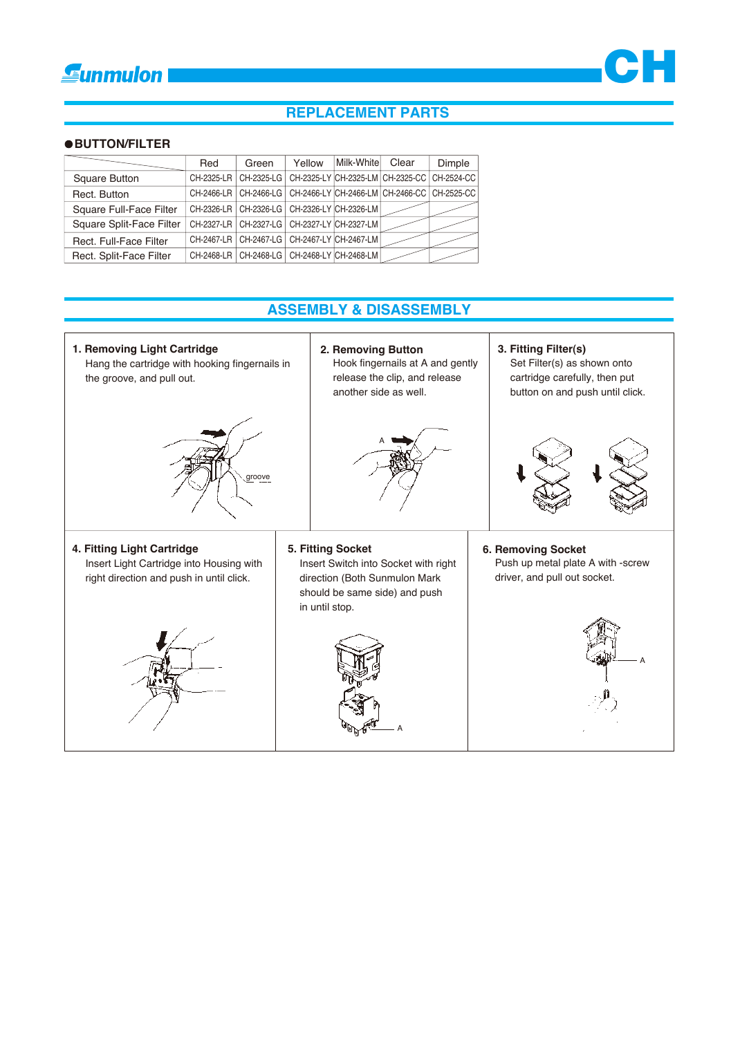## REPLACEMENT PARTS

### ●BUTTON/FILTER

| | Red | Green | Yellow | Milk-White | Clear | Dimple |
|---|---|---|---|---|---|---|
| Square Button | CH-2325-LR | CH-2325-LG | CH-2325-LY | CH-2325-LM | CH-2325-CC | CH-2524-CC |
| Rect. Button | CH-2466-LR | CH-2466-LG | CH-2466-LY | CH-2466-LM | CH-2466-CC | CH-2525-CC |
| Square Full-Face Filter | CH-2326-LR | CH-2326-LG | CH-2326-LY | CH-2326-LM | | |
| Square Split-Face Filter | CH-2327-LR | CH-2327-LG | CH-2327-LY | CH-2327-LM | | |
| Rect. Full-Face Filter | CH-2467-LR | CH-2467-LG | CH-2467-LY | CH-2467-LM | | |
| Rect. Split-Face Filter | CH-2468-LR | CH-2468-LG | CH-2468-LY | CH-2468-LM | | |

## ASSEMBLY & DISASSEMBLY

**1. Removing Light Cartridge**

Hang the cartridge with hooking fingernails in the groove, and pull out.

groove

**2. Removing Button**

Hook fingernails at A and gently release the clip, and release another side as well.

A

**3. Fitting Filter(s)**

Set Filter(s) as shown onto cartridge carefully, then put button on and push until click.

**4. Fitting Light Cartridge**

Insert Light Cartridge into Housing with right direction and push in until click.

**5. Fitting Socket**

Insert Switch into Socket with right direction (Both Sunmulon Mark should be same side) and push in until stop.

A

**6. Removing Socket**

Push up metal plate A with -screw driver, and pull out socket.

A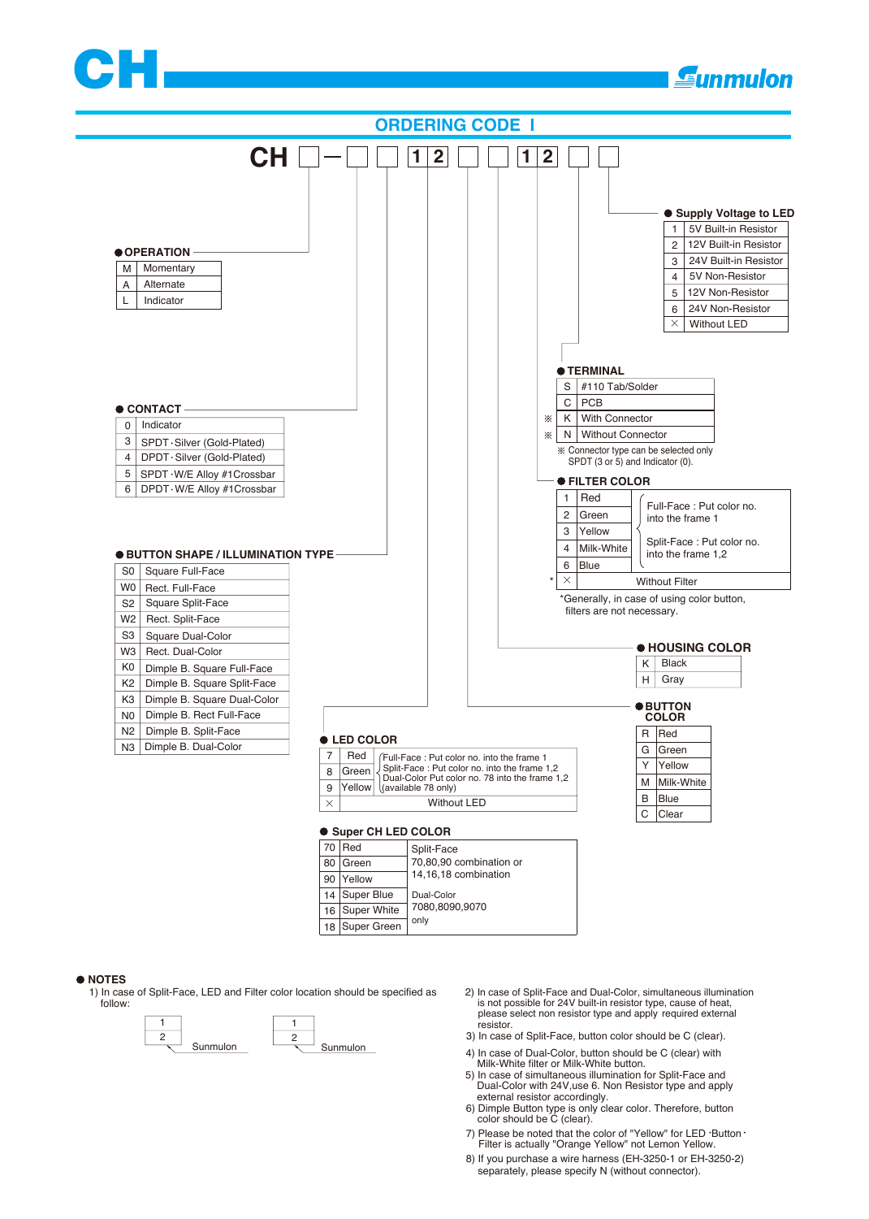## ORDERING CODE Ⅰ

CH □ — □ □ [1|2] □ □ [1|2] □ □

### ● OPERATION

| | |
|---|---|
| M | Momentary |
| A | Alternate |
| L | Indicator |

### ● CONTACT

| | |
|---|---|
| 0 | Indicator |
| 3 | SPDT·Silver (Gold-Plated) |
| 4 | DPDT·Silver (Gold-Plated) |
| 5 | SPDT·W/E Alloy #1Crossbar |
| 6 | DPDT·W/E Alloy #1Crossbar |

### ● BUTTON SHAPE / ILLUMINATION TYPE

| | |
|---|---|
| S0 | Square Full-Face |
| W0 | Rect. Full-Face |
| S2 | Square Split-Face |
| W2 | Rect. Split-Face |
| S3 | Square Dual-Color |
| W3 | Rect. Dual-Color |
| K0 | Dimple B. Square Full-Face |
| K2 | Dimple B. Square Split-Face |
| K3 | Dimple B. Square Dual-Color |
| N0 | Dimple B. Rect Full-Face |
| N2 | Dimple B. Split-Face |
| N3 | Dimple B. Dual-Color |

### ● LED COLOR

| | | |
|---|---|---|
| 7 | Red | Full-Face : Put color no. into the frame 1<br>Split-Face : Put color no. into the frame 1,2<br>Dual-Color Put color no. 78 into the frame 1,2 (available 78 only) |
| 8 | Green | |
| 9 | Yellow | |
| × | Without LED | |

### ● Super CH LED COLOR

| | | |
|---|---|---|
| 70 | Red | Split-Face<br>70,80,90 combination or 14,16,18 combination |
| 80 | Green | |
| 90 | Yellow | |
| 14 | Super Blue | Dual-Color<br>7080,8090,9070 only |
| 16 | Super White | |
| 18 | Super Green | |

### ● Supply Voltage to LED

| | |
|---|---|
| 1 | 5V Built-in Resistor |
| 2 | 12V Built-in Resistor |
| 3 | 24V Built-in Resistor |
| 4 | 5V Non-Resistor |
| 5 | 12V Non-Resistor |
| 6 | 24V Non-Resistor |
| × | Without LED |

### ● TERMINAL

| | | |
|---|---|---|
| | S | #110 Tab/Solder |
| | C | PCB |
| ※ | K | With Connector |
| ※ | N | Without Connector |

※ Connector type can be selected only SPDT (3 or 5) and Indicator (0).

### ● FILTER COLOR

| | | |
|---|---|---|
| 1 | Red | Full-Face : Put color no. into the frame 1<br>Split-Face : Put color no. into the frame 1,2 |
| 2 | Green | |
| 3 | Yellow | |
| 4 | Milk-White | |
| 6 | Blue | |
| * × | Without Filter | |

*Generally, in case of using color button, filters are not necessary.

### ● HOUSING COLOR

| | |
|---|---|
| K | Black |
| H | Gray |

### ● BUTTON COLOR

| | |
|---|---|
| R | Red |
| G | Green |
| Y | Yellow |
| M | Milk-White |
| B | Blue |
| C | Clear |

### ● NOTES

1) In case of Split-Face, LED and Filter color location should be specified as follow:

| 1 |
|---|
| 2 |

Sunmulon

| 1 | 2 |
|---|---|

Sunmulon

2) In case of Split-Face and Dual-Color, simultaneous illumination is not possible for 24V built-in resistor type, cause of heat, please select non resistor type and apply required external resistor.
3) In case of Split-Face, button color should be C (clear).
4) In case of Dual-Color, button should be C (clear) with Milk-White filter or Milk-White button.
5) In case of simultaneous illumination for Split-Face and Dual-Color with 24V,use 6. Non Resistor type and apply external resistor accordingly.
6) Dimple Button type is only clear color. Therefore, button color should be C (clear).
7) Please be noted that the color of "Yellow" for LED ·Button · Filter is actually "Orange Yellow" not Lemon Yellow.
8) If you purchase a wire harness (EH-3250-1 or EH-3250-2) separately, please specify N (without connector).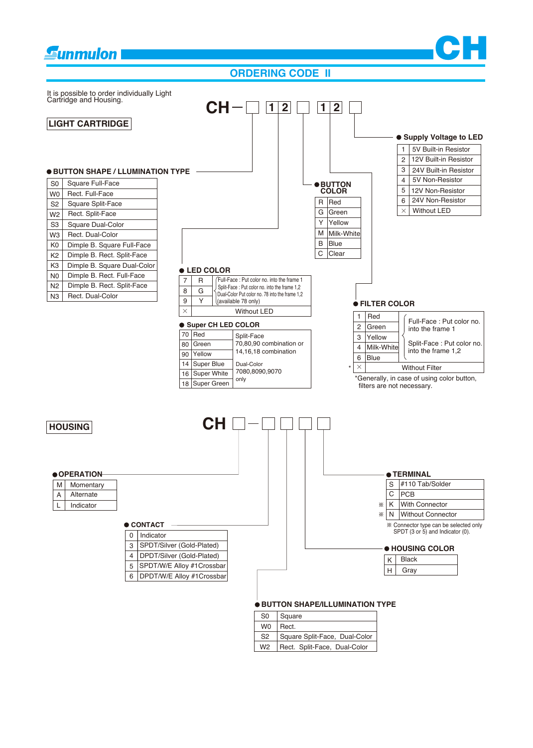# ORDERING CODE II

It is possible to order individually Light Cartridge and Housing.

## LIGHT CARTRIDGE

CH – □ 1 2 □ 1 2 □

### ● BUTTON SHAPE / LLUMINATION TYPE

| Code | Type |
|---|---|
| S0 | Square Full-Face |
| W0 | Rect. Full-Face |
| S2 | Square Split-Face |
| W2 | Rect. Split-Face |
| S3 | Square Dual-Color |
| W3 | Rect. Dual-Color |
| K0 | Dimple B. Square Full-Face |
| K2 | Dimple B. Rect. Split-Face |
| K3 | Dimple B. Square Dual-Color |
| N0 | Dimple B. Rect. Full-Face |
| N2 | Dimple B. Rect. Split-Face |
| N3 | Rect. Dual-Color |

### ● LED COLOR

| Code | Color | Note |
|---|---|---|
| 7 | R | Full-Face : Put color no. into the frame 1<br>Split-Face : Put color no. into the frame 1,2<br>Dual-Color Put color no. 78 into the frame 1,2<br>(available 78 only) |
| 8 | G | |
| 9 | Y | |
| × | Without LED | |

### ● Super CH LED COLOR

| Code | Color | Note |
|---|---|---|
| 70 | Red | Split-Face<br>70,80,90 combination or<br>14,16,18 combination |
| 80 | Green | |
| 90 | Yellow | |
| 14 | Super Blue | Dual-Color<br>7080,8090,9070<br>only |
| 16 | Super White | |
| 18 | Super Green | |

### ● BUTTON COLOR

| Code | Color |
|---|---|
| R | Red |
| G | Green |
| Y | Yellow |
| M | Milk-White |
| B | Blue |
| C | Clear |

### ● Supply Voltage to LED

| Code | Voltage |
|---|---|
| 1 | 5V Built-in Resistor |
| 2 | 12V Built-in Resistor |
| 3 | 24V Built-in Resistor |
| 4 | 5V Non-Resistor |
| 5 | 12V Non-Resistor |
| 6 | 24V Non-Resistor |
| × | Without LED |

### ● FILTER COLOR

| Code | Color | Note |
|---|---|---|
| 1 | Red | Full-Face : Put color no. into the frame 1<br>Split-Face : Put color no. into the frame 1,2 |
| 2 | Green | |
| 3 | Yellow | |
| 4 | Milk-White | |
| 6 | Blue | |
| ×* | Without Filter | |

*Generally, in case of using color button, filters are not necessary.

## HOUSING

CH □ – □ □ □ □

### ● OPERATION

| Code | Operation |
|---|---|
| M | Momentary |
| A | Alternate |
| L | Indicator |

### ● CONTACT

| Code | Contact |
|---|---|
| 0 | Indicator |
| 3 | SPDT/Silver (Gold-Plated) |
| 4 | DPDT/Silver (Gold-Plated) |
| 5 | SPDT/W/E Alloy #1Crossbar |
| 6 | DPDT/W/E Alloy #1Crossbar |

### ● BUTTON SHAPE/ILLUMINATION TYPE

| Code | Type |
|---|---|
| S0 | Square |
| W0 | Rect. |
| S2 | Square Split-Face, Dual-Color |
| W2 | Rect. Split-Face, Dual-Color |

### ● HOUSING COLOR

| Code | Color |
|---|---|
| K | Black |
| H | Gray |

### ● TERMINAL

| Code | Terminal |
|---|---|
| S | #110 Tab/Solder |
| C | PCB |
| ※ K | With Connector |
| ※ N | Without Connector |

※ Connector type can be selected only SPDT (3 or 5) and Indicator (0).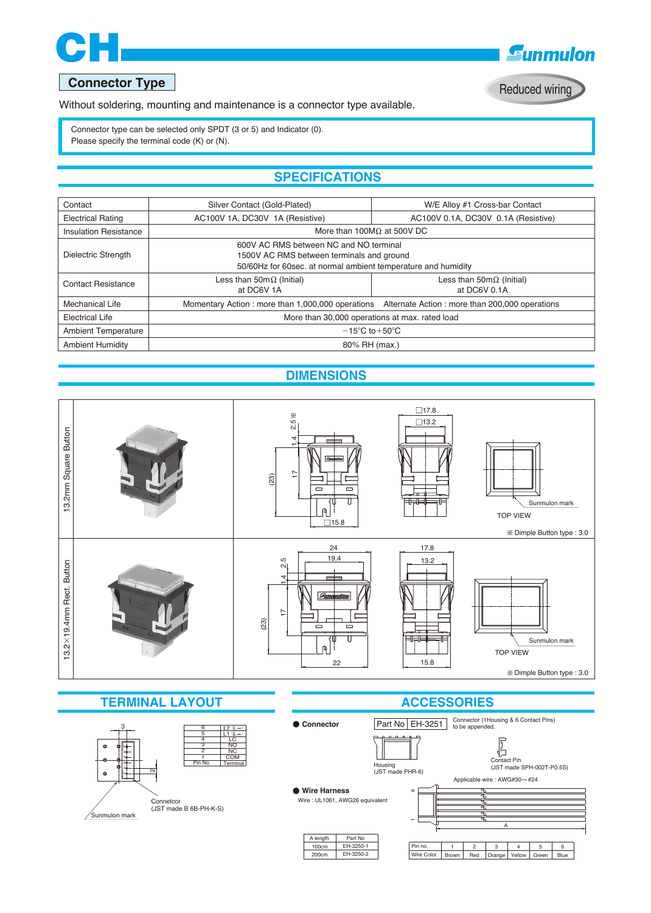# CH

Sunmulon

## Connector Type

Reduced wiring

Without soldering, mounting and maintenance is a connector type available.

Connector type can be selected only SPDT (3 or 5) and Indicator (0).
Please specify the terminal code (K) or (N).

## SPECIFICATIONS

| | | |
|---|---|---|
| Contact | Silver Contact (Gold-Plated) | W/E Alloy #1 Cross-bar Contact |
| Electrical Rating | AC100V 1A, DC30V 1A (Resistive) | AC100V 0.1A, DC30V 0.1A (Resistive) |
| Insulation Resistance | More than 100MΩ at 500V DC | |
| Dielectric Strength | 600V AC RMS between NC and NO terminal<br>1500V AC RMS between terminals and ground<br>50/60Hz for 60sec. at normal ambient temperature and humidity | |
| Contact Resistance | Less than 50mΩ (Initial)<br>at DC6V 1A | Less than 50mΩ (Initial)<br>at DC6V 0.1A |
| Mechanical Life | Momentary Action : more than 1,000,000 operations | Alternate Action : more than 200,000 operations |
| Electrical Life | More than 30,000 operations at max. rated load | |
| Ambient Temperature | −15℃ to+50℃ | |
| Ambient Humidity | 80% RH (max.) | |

## DIMENSIONS

13.2mm Square Button

2.5※
1.4
17
(23)
□15.8
□17.8
□13.2
Sunmulon mark
TOP VIEW
※ Dimple Button type : 3.0

13.2×19.4mm Rect. Button

24
19.4
2.5
1.4
17
(23)
22
17.8
13.2
15.8
Sunmulon mark
TOP VIEW
※ Dimple Button type : 3.0

## TERMINAL LAYOUT

3
2

| Pin No. | Terminal |
|---|---|
| 6 | L2 (L−) |
| 5 | L1 (L−) |
| 4 | LC |
| 3 | NO |
| 2 | NC |
| 1 | COM |

Connetcor
(JST made B 6B-PH-K-S)

Sunmulon mark

## ACCESSORIES

● Connector

| Part No | EH-3251 |
|---|---|

Connector (1Housing & 6 Contact Pins) to be appended.

Housing
(JST made PHR-6)

Contact Pin
(JST made SPH-002T-P0.5S)

Applicable wire : AWG#30～#24

● Wire Harness

Wire : UL1061, AWG26 equivalent

6
1
A

| A length | Part No |
|---|---|
| 100cm | EH-3250-1 |
| 200cm | EH-3250-2 |

| Pin no. | 1 | 2 | 3 | 4 | 5 | 6 |
|---|---|---|---|---|---|---|
| Wire Color | Brown | Red | Orange | Yellow | Green | Blue |